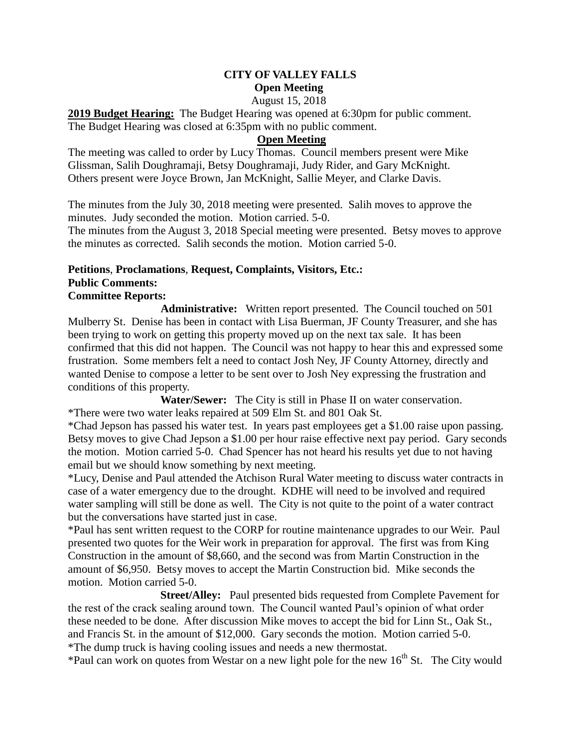**CITY OF VALLEY FALLS**

**Open Meeting**

August 15, 2018

**2019 Budget Hearing:** The Budget Hearing was opened at 6:30pm for public comment. The Budget Hearing was closed at 6:35pm with no public comment.

**Open Meeting**

The meeting was called to order by Lucy Thomas. Council members present were Mike Glissman, Salih Doughramaji, Betsy Doughramaji, Judy Rider, and Gary McKnight. Others present were Joyce Brown, Jan McKnight, Sallie Meyer, and Clarke Davis.

The minutes from the July 30, 2018 meeting were presented. Salih moves to approve the minutes. Judy seconded the motion. Motion carried. 5-0.

The minutes from the August 3, 2018 Special meeting were presented. Betsy moves to approve the minutes as corrected. Salih seconds the motion. Motion carried 5-0.

**Petitions, Proclamations, Request, Complaints, Visitors, Etc.:**

**Public Comments:**

**Committee Reports:**

**Administrative:** Written report presented. The Council touched on 501 Mulberry St. Denise has been in contact with Lisa Buerman, JF County Treasurer, and she has been trying to work on getting this property moved up on the next tax sale. It has been confirmed that this did not happen. The Council was not happy to hear this and expressed some frustration. Some members felt a need to contact Josh Ney, JF County Attorney, directly and wanted Denise to compose a letter to be sent over to Josh Ney expressing the frustration and conditions of this property.

**Water/Sewer:** The City is still in Phase II on water conservation.

*There were two water leaks repaired at 509 Elm St. and 801 Oak St.

*Chad Jepson has passed his water test. In years past employees get a $1.00 raise upon passing. Betsy moves to give Chad Jepson a $1.00 per hour raise effective next pay period. Gary seconds the motion. Motion carried 5-0. Chad Spencer has not heard his results yet due to not having email but we should know something by next meeting.

*Lucy, Denise and Paul attended the Atchison Rural Water meeting to discuss water contracts in case of a water emergency due to the drought. KDHE will need to be involved and required water sampling will still be done as well. The City is not quite to the point of a water contract but the conversations have started just in case.

*Paul has sent written request to the CORP for routine maintenance upgrades to our Weir. Paul presented two quotes for the Weir work in preparation for approval. The first was from King Construction in the amount of $8,660, and the second was from Martin Construction in the amount of $6,950. Betsy moves to accept the Martin Construction bid. Mike seconds the motion. Motion carried 5-0.

**Street/Alley:** Paul presented bids requested from Complete Pavement for the rest of the crack sealing around town. The Council wanted Paul's opinion of what order these needed to be done. After discussion Mike moves to accept the bid for Linn St., Oak St., and Francis St. in the amount of $12,000. Gary seconds the motion. Motion carried 5-0.

*The dump truck is having cooling issues and needs a new thermostat.

*Paul can work on quotes from Westar on a new light pole for the new 16th St. The City would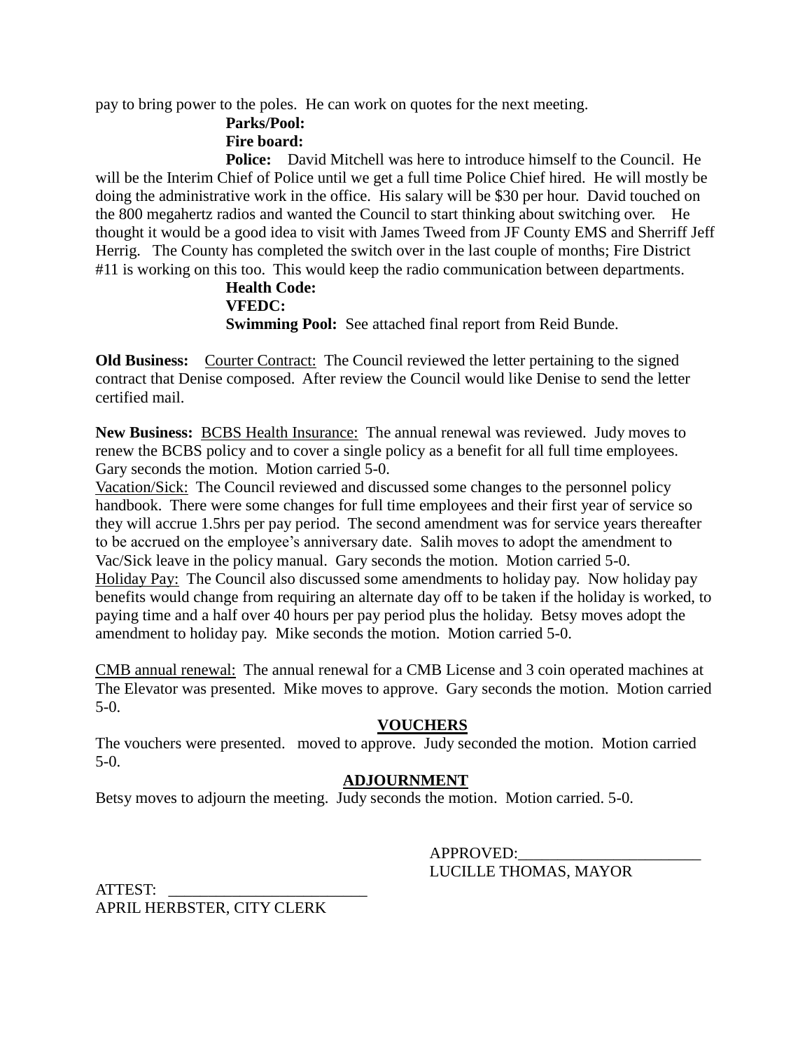pay to bring power to the poles. He can work on quotes for the next meeting.

**Parks/Pool:**

**Fire board:**

**Police:** David Mitchell was here to introduce himself to the Council. He will be the Interim Chief of Police until we get a full time Police Chief hired. He will mostly be doing the administrative work in the office. His salary will be $30 per hour. David touched on the 800 megahertz radios and wanted the Council to start thinking about switching over. He thought it would be a good idea to visit with James Tweed from JF County EMS and Sherriff Jeff Herrig. The County has completed the switch over in the last couple of months; Fire District #11 is working on this too. This would keep the radio communication between departments.

**Health Code:**

**VFEDC:**

**Swimming Pool:** See attached final report from Reid Bunde.

**Old Business:** Courter Contract: The Council reviewed the letter pertaining to the signed contract that Denise composed. After review the Council would like Denise to send the letter certified mail.

**New Business:** BCBS Health Insurance: The annual renewal was reviewed. Judy moves to renew the BCBS policy and to cover a single policy as a benefit for all full time employees. Gary seconds the motion. Motion carried 5-0.

Vacation/Sick: The Council reviewed and discussed some changes to the personnel policy handbook. There were some changes for full time employees and their first year of service so they will accrue 1.5hrs per pay period. The second amendment was for service years thereafter to be accrued on the employee's anniversary date. Salih moves to adopt the amendment to Vac/Sick leave in the policy manual. Gary seconds the motion. Motion carried 5-0.

Holiday Pay: The Council also discussed some amendments to holiday pay. Now holiday pay benefits would change from requiring an alternate day off to be taken if the holiday is worked, to paying time and a half over 40 hours per pay period plus the holiday. Betsy moves adopt the amendment to holiday pay. Mike seconds the motion. Motion carried 5-0.

CMB annual renewal: The annual renewal for a CMB License and 3 coin operated machines at The Elevator was presented. Mike moves to approve. Gary seconds the motion. Motion carried 5-0.

## VOUCHERS

The vouchers were presented. moved to approve. Judy seconded the motion. Motion carried 5-0.

## ADJOURNMENT

Betsy moves to adjourn the meeting. Judy seconds the motion. Motion carried. 5-0.

APPROVED:_______________________
LUCILLE THOMAS, MAYOR

ATTEST: _________________________
APRIL HERBSTER, CITY CLERK